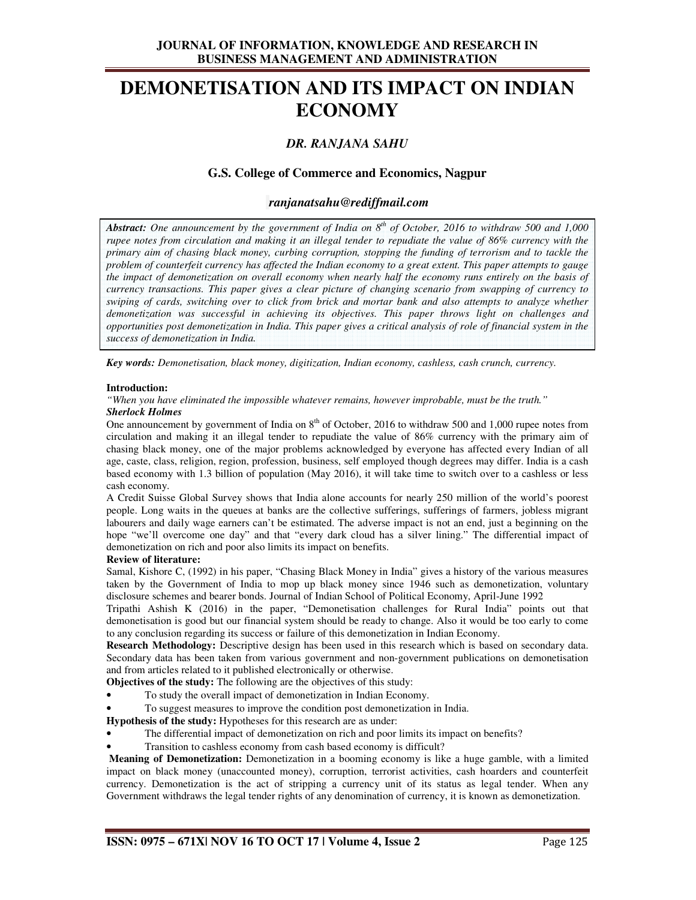# DEMONETISATION AND ITS IMPACT ON INDIAN ECONOMY

***DR. RANJANA SAHU***

**G.S. College of Commerce and Economics, Nagpur**

***ranjanatsahu@rediffmail.com***

***Abstract:*** *One announcement by the government of India on 8th of October, 2016 to withdraw 500 and 1,000 rupee notes from circulation and making it an illegal tender to repudiate the value of 86% currency with the primary aim of chasing black money, curbing corruption, stopping the funding of terrorism and to tackle the problem of counterfeit currency has affected the Indian economy to a great extent. This paper attempts to gauge the impact of demonetization on overall economy when nearly half the economy runs entirely on the basis of currency transactions. This paper gives a clear picture of changing scenario from swapping of currency to swiping of cards, switching over to click from brick and mortar bank and also attempts to analyze whether demonetization was successful in achieving its objectives. This paper throws light on challenges and opportunities post demonetization in India. This paper gives a critical analysis of role of financial system in the success of demonetization in India.*

***Key words:*** *Demonetisation, black money, digitization, Indian economy, cashless, cash crunch, currency.*

**Introduction:**

*"When you have eliminated the impossible whatever remains, however improbable, must be the truth."*
***Sherlock Holmes***

One announcement by government of India on 8th of October, 2016 to withdraw 500 and 1,000 rupee notes from circulation and making it an illegal tender to repudiate the value of 86% currency with the primary aim of chasing black money, one of the major problems acknowledged by everyone has affected every Indian of all age, caste, class, religion, region, profession, business, self employed though degrees may differ. India is a cash based economy with 1.3 billion of population (May 2016), it will take time to switch over to a cashless or less cash economy.

A Credit Suisse Global Survey shows that India alone accounts for nearly 250 million of the world's poorest people. Long waits in the queues at banks are the collective sufferings, sufferings of farmers, jobless migrant labourers and daily wage earners can't be estimated. The adverse impact is not an end, just a beginning on the hope "we'll overcome one day" and that "every dark cloud has a silver lining." The differential impact of demonetization on rich and poor also limits its impact on benefits.

**Review of literature:**

Samal, Kishore C, (1992) in his paper, "Chasing Black Money in India" gives a history of the various measures taken by the Government of India to mop up black money since 1946 such as demonetization, voluntary disclosure schemes and bearer bonds. Journal of Indian School of Political Economy, April-June 1992

Tripathi Ashish K (2016) in the paper, "Demonetisation challenges for Rural India" points out that demonetisation is good but our financial system should be ready to change. Also it would be too early to come to any conclusion regarding its success or failure of this demonetization in Indian Economy.

**Research Methodology:** Descriptive design has been used in this research which is based on secondary data. Secondary data has been taken from various government and non-government publications on demonetisation and from articles related to it published electronically or otherwise.

**Objectives of the study:** The following are the objectives of this study:

- To study the overall impact of demonetization in Indian Economy.
- To suggest measures to improve the condition post demonetization in India.

**Hypothesis of the study:** Hypotheses for this research are as under:

- The differential impact of demonetization on rich and poor limits its impact on benefits?
- Transition to cashless economy from cash based economy is difficult?

**Meaning of Demonetization:** Demonetization in a booming economy is like a huge gamble, with a limited impact on black money (unaccounted money), corruption, terrorist activities, cash hoarders and counterfeit currency. Demonetization is the act of stripping a currency unit of its status as legal tender. When any Government withdraws the legal tender rights of any denomination of currency, it is known as demonetization.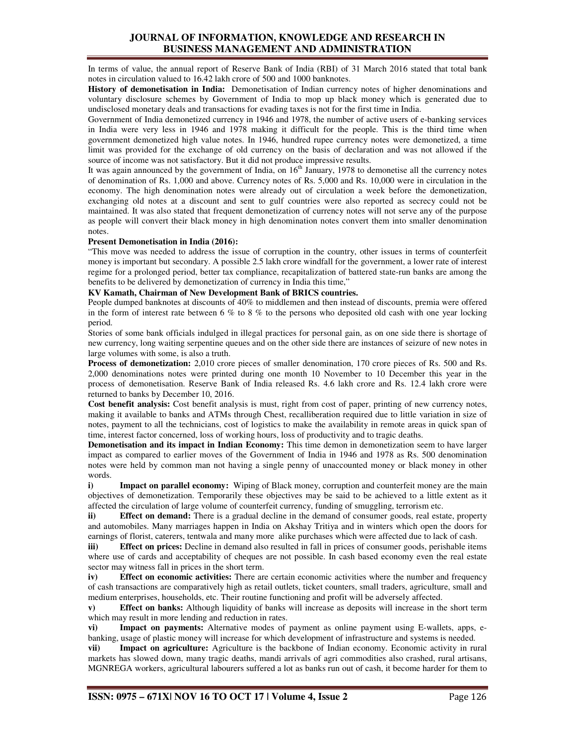In terms of value, the annual report of Reserve Bank of India (RBI) of 31 March 2016 stated that total bank notes in circulation valued to 16.42 lakh crore of 500 and 1000 banknotes.

**History of demonetisation in India:** Demonetisation of Indian currency notes of higher denominations and voluntary disclosure schemes by Government of India to mop up black money which is generated due to undisclosed monetary deals and transactions for evading taxes is not for the first time in India.

Government of India demonetized currency in 1946 and 1978, the number of active users of e-banking services in India were very less in 1946 and 1978 making it difficult for the people. This is the third time when government demonetized high value notes. In 1946, hundred rupee currency notes were demonetized, a time limit was provided for the exchange of old currency on the basis of declaration and was not allowed if the source of income was not satisfactory. But it did not produce impressive results.

It was again announced by the government of India, on 16th January, 1978 to demonetise all the currency notes of denomination of Rs. 1,000 and above. Currency notes of Rs. 5,000 and Rs. 10,000 were in circulation in the economy. The high denomination notes were already out of circulation a week before the demonetization, exchanging old notes at a discount and sent to gulf countries were also reported as secrecy could not be maintained. It was also stated that frequent demonetization of currency notes will not serve any of the purpose as people will convert their black money in high denomination notes convert them into smaller denomination notes.

**Present Demonetisation in India (2016):**

"This move was needed to address the issue of corruption in the country, other issues in terms of counterfeit money is important but secondary. A possible 2.5 lakh crore windfall for the government, a lower rate of interest regime for a prolonged period, better tax compliance, recapitalization of battered state-run banks are among the benefits to be delivered by demonetization of currency in India this time,"

**KV Kamath, Chairman of New Development Bank of BRICS countries.**

People dumped banknotes at discounts of 40% to middlemen and then instead of discounts, premia were offered in the form of interest rate between 6 % to 8 % to the persons who deposited old cash with one year locking period.

Stories of some bank officials indulged in illegal practices for personal gain, as on one side there is shortage of new currency, long waiting serpentine queues and on the other side there are instances of seizure of new notes in large volumes with some, is also a truth.

**Process of demonetization:** 2,010 crore pieces of smaller denomination, 170 crore pieces of Rs. 500 and Rs. 2,000 denominations notes were printed during one month 10 November to 10 December this year in the process of demonetisation. Reserve Bank of India released Rs. 4.6 lakh crore and Rs. 12.4 lakh crore were returned to banks by December 10, 2016.

**Cost benefit analysis:** Cost benefit analysis is must, right from cost of paper, printing of new currency notes, making it available to banks and ATMs through Chest, recalliberation required due to little variation in size of notes, payment to all the technicians, cost of logistics to make the availability in remote areas in quick span of time, interest factor concerned, loss of working hours, loss of productivity and to tragic deaths.

**Demonetisation and its impact in Indian Economy:** This time demon in demonetization seem to have larger impact as compared to earlier moves of the Government of India in 1946 and 1978 as Rs. 500 denomination notes were held by common man not having a single penny of unaccounted money or black money in other words.

i) **Impact on parallel economy:** Wiping of Black money, corruption and counterfeit money are the main objectives of demonetization. Temporarily these objectives may be said to be achieved to a little extent as it affected the circulation of large volume of counterfeit currency, funding of smuggling, terrorism etc.

ii) **Effect on demand:** There is a gradual decline in the demand of consumer goods, real estate, property and automobiles. Many marriages happen in India on Akshay Tritiya and in winters which open the doors for earnings of florist, caterers, tentwala and many more alike purchases which were affected due to lack of cash.

iii) **Effect on prices:** Decline in demand also resulted in fall in prices of consumer goods, perishable items where use of cards and acceptability of cheques are not possible. In cash based economy even the real estate sector may witness fall in prices in the short term.

iv) **Effect on economic activities:** There are certain economic activities where the number and frequency of cash transactions are comparatively high as retail outlets, ticket counters, small traders, agriculture, small and medium enterprises, households, etc. Their routine functioning and profit will be adversely affected.

v) **Effect on banks:** Although liquidity of banks will increase as deposits will increase in the short term which may result in more lending and reduction in rates.

vi) **Impact on payments:** Alternative modes of payment as online payment using E-wallets, apps, e-banking, usage of plastic money will increase for which development of infrastructure and systems is needed.

vii) **Impact on agriculture:** Agriculture is the backbone of Indian economy. Economic activity in rural markets has slowed down, many tragic deaths, mandi arrivals of agri commodities also crashed, rural artisans, MGNREGA workers, agricultural labourers suffered a lot as banks run out of cash, it become harder for them to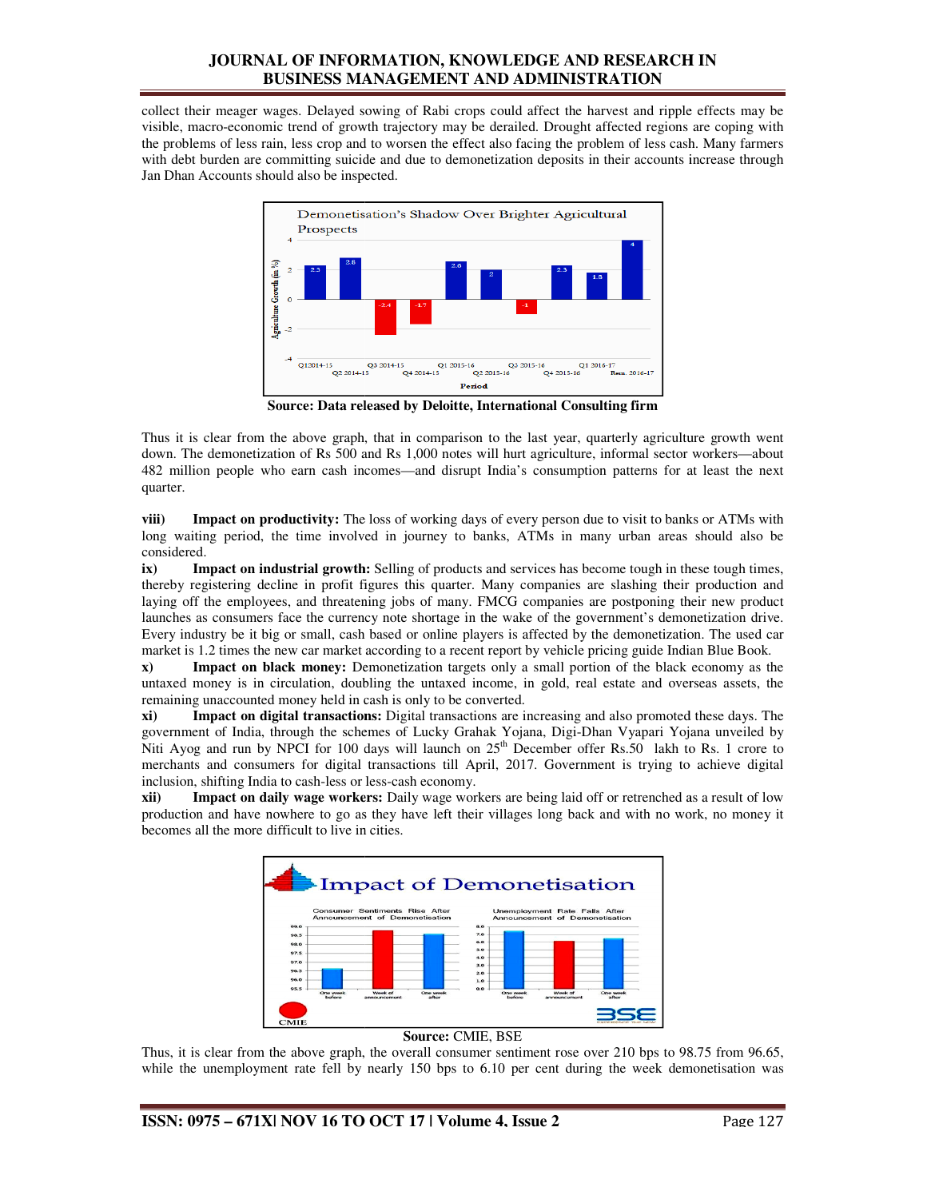collect their meager wages. Delayed sowing of Rabi crops could affect the harvest and ripple effects may be visible, macro-economic trend of growth trajectory may be derailed. Drought affected regions are coping with the problems of less rain, less crop and to worsen the effect also facing the problem of less cash. Many farmers with debt burden are committing suicide and due to demonetization deposits in their accounts increase through Jan Dhan Accounts should also be inspected.

**Source: Data released by Deloitte, International Consulting firm**

Thus it is clear from the above graph, that in comparison to the last year, quarterly agriculture growth went down. The demonetization of Rs 500 and Rs 1,000 notes will hurt agriculture, informal sector workers—about 482 million people who earn cash incomes—and disrupt India's consumption patterns for at least the next quarter.

**viii) Impact on productivity:** The loss of working days of every person due to visit to banks or ATMs with long waiting period, the time involved in journey to banks, ATMs in many urban areas should also be considered.

**ix) Impact on industrial growth:** Selling of products and services has become tough in these tough times, thereby registering decline in profit figures this quarter. Many companies are slashing their production and laying off the employees, and threatening jobs of many. FMCG companies are postponing their new product launches as consumers face the currency note shortage in the wake of the government's demonetization drive. Every industry be it big or small, cash based or online players is affected by the demonetization. The used car market is 1.2 times the new car market according to a recent report by vehicle pricing guide Indian Blue Book.

**x) Impact on black money:** Demonetization targets only a small portion of the black economy as the untaxed money is in circulation, doubling the untaxed income, in gold, real estate and overseas assets, the remaining unaccounted money held in cash is only to be converted.

**xi) Impact on digital transactions:** Digital transactions are increasing and also promoted these days. The government of India, through the schemes of Lucky Grahak Yojana, Digi-Dhan Vyapari Yojana unveiled by Niti Ayog and run by NPCI for 100 days will launch on 25[th] December offer Rs.50 lakh to Rs. 1 crore to merchants and consumers for digital transactions till April, 2017. Government is trying to achieve digital inclusion, shifting India to cash-less or less-cash economy.

**xii) Impact on daily wage workers:** Daily wage workers are being laid off or retrenched as a result of low production and have nowhere to go as they have left their villages long back and with no work, no money it becomes all the more difficult to live in cities.

**Source:** CMIE, BSE

Thus, it is clear from the above graph, the overall consumer sentiment rose over 210 bps to 98.75 from 96.65, while the unemployment rate fell by nearly 150 bps to 6.10 per cent during the week demonetisation was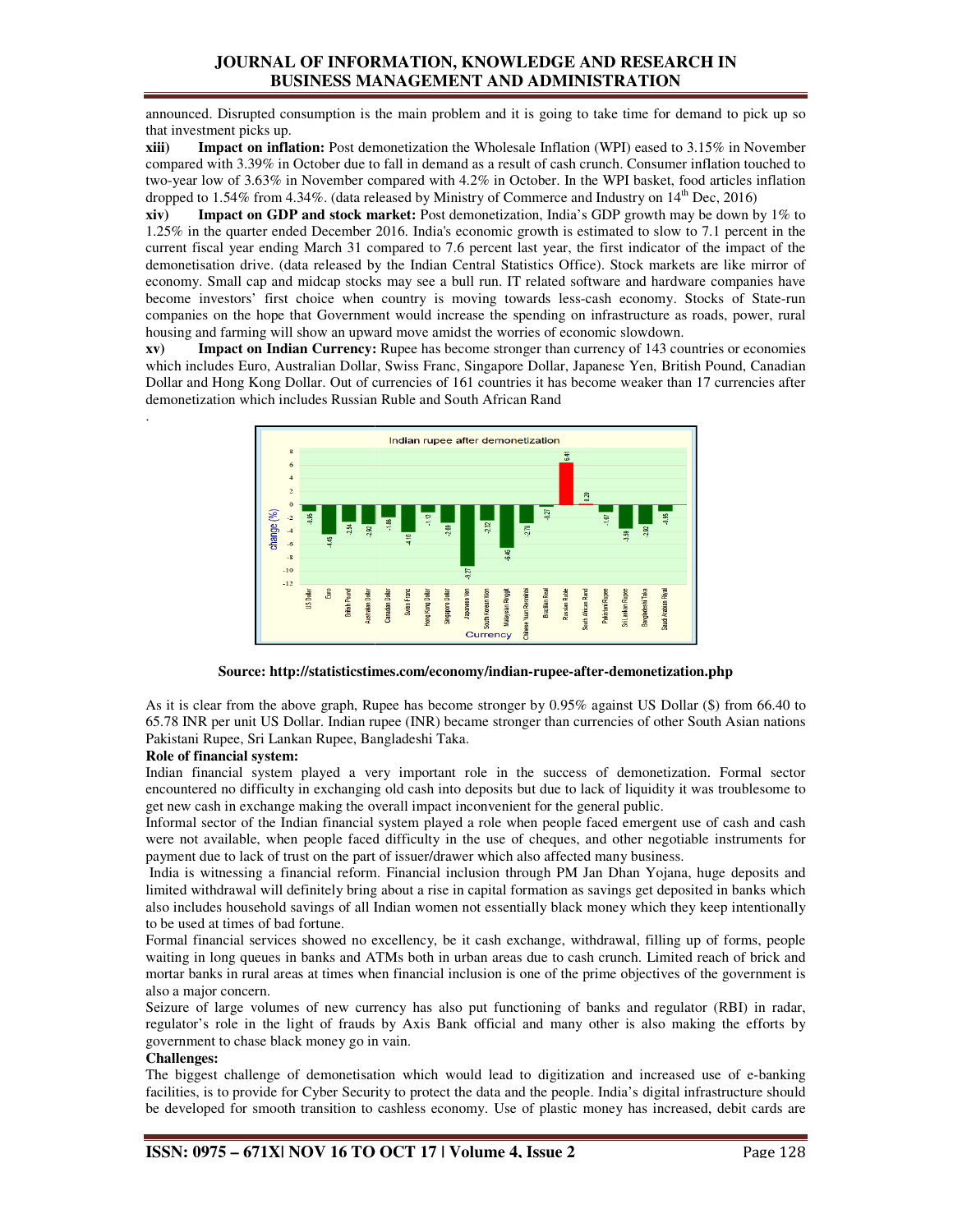announced. Disrupted consumption is the main problem and it is going to take time for demand to pick up so that investment picks up.

**xiii) Impact on inflation:** Post demonetization the Wholesale Inflation (WPI) eased to 3.15% in November compared with 3.39% in October due to fall in demand as a result of cash crunch. Consumer inflation touched to two-year low of 3.63% in November compared with 4.2% in October. In the WPI basket, food articles inflation dropped to 1.54% from 4.34%. (data released by Ministry of Commerce and Industry on 14th Dec, 2016)

**xiv) Impact on GDP and stock market:** Post demonetization, India's GDP growth may be down by 1% to 1.25% in the quarter ended December 2016. India's economic growth is estimated to slow to 7.1 percent in the current fiscal year ending March 31 compared to 7.6 percent last year, the first indicator of the impact of the demonetisation drive. (data released by the Indian Central Statistics Office). Stock markets are like mirror of economy. Small cap and midcap stocks may see a bull run. IT related software and hardware companies have become investors' first choice when country is moving towards less-cash economy. Stocks of State-run companies on the hope that Government would increase the spending on infrastructure as roads, power, rural housing and farming will show an upward move amidst the worries of economic slowdown.

**xv) Impact on Indian Currency:** Rupee has become stronger than currency of 143 countries or economies which includes Euro, Australian Dollar, Swiss Franc, Singapore Dollar, Japanese Yen, British Pound, Canadian Dollar and Hong Kong Dollar. Out of currencies of 161 countries it has become weaker than 17 currencies after demonetization which includes Russian Ruble and South African Rand

.

**Source: http://statisticstimes.com/economy/indian-rupee-after-demonetization.php**

As it is clear from the above graph, Rupee has become stronger by 0.95% against US Dollar ($) from 66.40 to 65.78 INR per unit US Dollar. Indian rupee (INR) became stronger than currencies of other South Asian nations Pakistani Rupee, Sri Lankan Rupee, Bangladeshi Taka.

**Role of financial system:**

Indian financial system played a very important role in the success of demonetization. Formal sector encountered no difficulty in exchanging old cash into deposits but due to lack of liquidity it was troublesome to get new cash in exchange making the overall impact inconvenient for the general public.

Informal sector of the Indian financial system played a role when people faced emergent use of cash and cash were not available, when people faced difficulty in the use of cheques, and other negotiable instruments for payment due to lack of trust on the part of issuer/drawer which also affected many business.

India is witnessing a financial reform. Financial inclusion through PM Jan Dhan Yojana, huge deposits and limited withdrawal will definitely bring about a rise in capital formation as savings get deposited in banks which also includes household savings of all Indian women not essentially black money which they keep intentionally to be used at times of bad fortune.

Formal financial services showed no excellency, be it cash exchange, withdrawal, filling up of forms, people waiting in long queues in banks and ATMs both in urban areas due to cash crunch. Limited reach of brick and mortar banks in rural areas at times when financial inclusion is one of the prime objectives of the government is also a major concern.

Seizure of large volumes of new currency has also put functioning of banks and regulator (RBI) in radar, regulator's role in the light of frauds by Axis Bank official and many other is also making the efforts by government to chase black money go in vain.

**Challenges:**

The biggest challenge of demonetisation which would lead to digitization and increased use of e-banking facilities, is to provide for Cyber Security to protect the data and the people. India's digital infrastructure should be developed for smooth transition to cashless economy. Use of plastic money has increased, debit cards are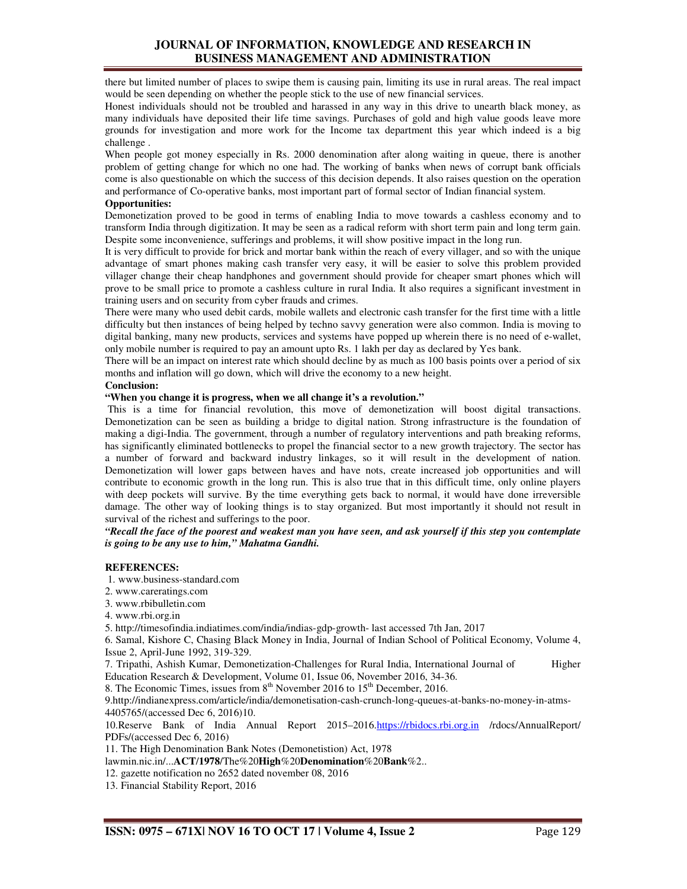there but limited number of places to swipe them is causing pain, limiting its use in rural areas. The real impact would be seen depending on whether the people stick to the use of new financial services.

Honest individuals should not be troubled and harassed in any way in this drive to unearth black money, as many individuals have deposited their life time savings. Purchases of gold and high value goods leave more grounds for investigation and more work for the Income tax department this year which indeed is a big challenge .

When people got money especially in Rs. 2000 denomination after along waiting in queue, there is another problem of getting change for which no one had. The working of banks when news of corrupt bank officials come is also questionable on which the success of this decision depends. It also raises question on the operation and performance of Co-operative banks, most important part of formal sector of Indian financial system.

**Opportunities:**

Demonetization proved to be good in terms of enabling India to move towards a cashless economy and to transform India through digitization. It may be seen as a radical reform with short term pain and long term gain. Despite some inconvenience, sufferings and problems, it will show positive impact in the long run.

It is very difficult to provide for brick and mortar bank within the reach of every villager, and so with the unique advantage of smart phones making cash transfer very easy, it will be easier to solve this problem provided villager change their cheap handphones and government should provide for cheaper smart phones which will prove to be small price to promote a cashless culture in rural India. It also requires a significant investment in training users and on security from cyber frauds and crimes.

There were many who used debit cards, mobile wallets and electronic cash transfer for the first time with a little difficulty but then instances of being helped by techno savvy generation were also common. India is moving to digital banking, many new products, services and systems have popped up wherein there is no need of e-wallet, only mobile number is required to pay an amount upto Rs. 1 lakh per day as declared by Yes bank.

There will be an impact on interest rate which should decline by as much as 100 basis points over a period of six months and inflation will go down, which will drive the economy to a new height.

**Conclusion:**

**"When you change it is progress, when we all change it's a revolution."**

This is a time for financial revolution, this move of demonetization will boost digital transactions. Demonetization can be seen as building a bridge to digital nation. Strong infrastructure is the foundation of making a digi-India. The government, through a number of regulatory interventions and path breaking reforms, has significantly eliminated bottlenecks to propel the financial sector to a new growth trajectory. The sector has a number of forward and backward industry linkages, so it will result in the development of nation. Demonetization will lower gaps between haves and have nots, create increased job opportunities and will contribute to economic growth in the long run. This is also true that in this difficult time, only online players with deep pockets will survive. By the time everything gets back to normal, it would have done irreversible damage. The other way of looking things is to stay organized. But most importantly it should not result in survival of the richest and sufferings to the poor.

***"Recall the face of the poorest and weakest man you have seen, and ask yourself if this step you contemplate is going to be any use to him," Mahatma Gandhi.***

**REFERENCES:**

1. www.business-standard.com
2. www.careratings.com
3. www.rbibulletin.com
4. www.rbi.org.in
5. http://timesofindia.indiatimes.com/india/indias-gdp-growth- last accessed 7th Jan, 2017
6. Samal, Kishore C, Chasing Black Money in India, Journal of Indian School of Political Economy, Volume 4, Issue 2, April-June 1992, 319-329.
7. Tripathi, Ashish Kumar, Demonetization-Challenges for Rural India, International Journal of Higher Education Research & Development, Volume 01, Issue 06, November 2016, 34-36.
8. The Economic Times, issues from 8th November 2016 to 15th December, 2016.
9. http://indianexpress.com/article/india/demonetisation-cash-crunch-long-queues-at-banks-no-money-in-atms-4405765/(accessed Dec 6, 2016)10.
10. Reserve Bank of India Annual Report 2015–2016.https://rbidocs.rbi.org.in /rdocs/AnnualReport/PDFs/(accessed Dec 6, 2016)
11. The High Denomination Bank Notes (Demonetistion) Act, 1978 lawmin.nic.in/...**ACT/1978**/The%20**High**%20**Denomination**%20**Bank**%2..
12. gazette notification no 2652 dated november 08, 2016
13. Financial Stability Report, 2016